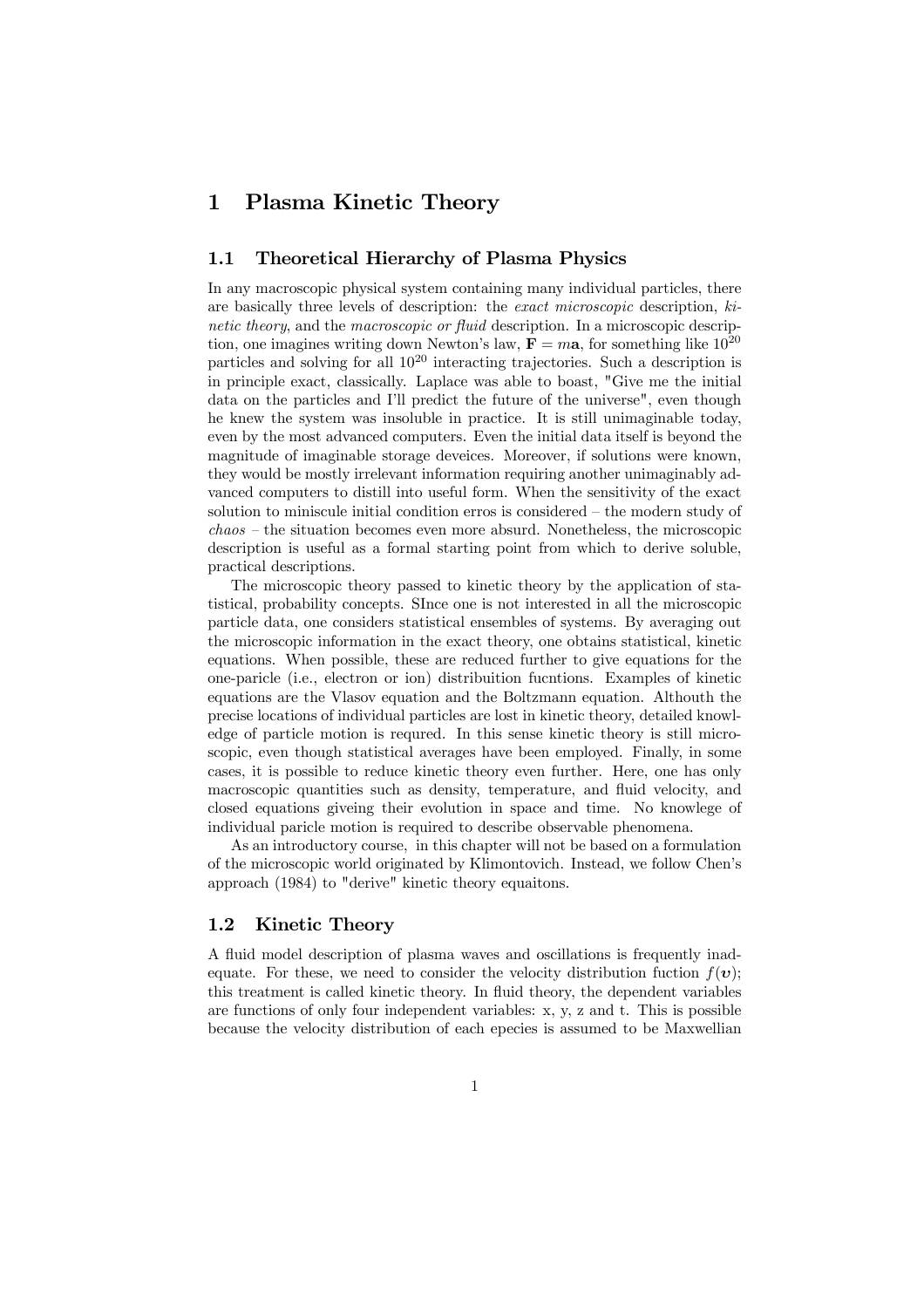# 1 Plasma Kinetic Theory

## 1.1 Theoretical Hierarchy of Plasma Physics

In any macroscopic physical system containing many individual particles, there are basically three levels of description: the *exact microscopic* description, *kinetic theory*, and the *macroscopic or fluid* description. In a microscopic description, one imagines writing down Newton's law, $\mathbf{F} = m\mathbf{a}$, for something like $10^{20}$ particles and solving for all $10^{20}$ interacting trajectories. Such a description is in principle exact, classically. Laplace was able to boast, "Give me the initial data on the particles and I'll predict the future of the universe", even though he knew the system was insoluble in practice. It is still unimaginable today, even by the most advanced computers. Even the initial data itself is beyond the magnitude of imaginable storage deveices. Moreover, if solutions were known, they would be mostly irrelevant information requiring another unimaginably advanced computers to distill into useful form. When the sensitivity of the exact solution to miniscule initial condition erros is considered – the modern study of *chaos* – the situation becomes even more absurd. Nonetheless, the microscopic description is useful as a formal starting point from which to derive soluble, practical descriptions.

The microscopic theory passed to kinetic theory by the application of statistical, probability concepts. SInce one is not interested in all the microscopic particle data, one considers statistical ensembles of systems. By averaging out the microscopic information in the exact theory, one obtains statistical, kinetic equations. When possible, these are reduced further to give equations for the one-paricle (i.e., electron or ion) distribuition fucntions. Examples of kinetic equations are the Vlasov equation and the Boltzmann equation. Althouth the precise locations of individual particles are lost in kinetic theory, detailed knowledge of particle motion is requred. In this sense kinetic theory is still microscopic, even though statistical averages have been employed. Finally, in some cases, it is possible to reduce kinetic theory even further. Here, one has only macroscopic quantities such as density, temperature, and fluid velocity, and closed equations giveing their evolution in space and time. No knowlege of individual paricle motion is required to describe observable phenomena.

As an introductory course, in this chapter will not be based on a formulation of the microscopic world originated by Klimontovich. Instead, we follow Chen's approach (1984) to "derive" kinetic theory equaitons.

## 1.2 Kinetic Theory

A fluid model description of plasma waves and oscillations is frequently inadequate. For these, we need to consider the velocity distribution fuction $f(\boldsymbol{v})$; this treatment is called kinetic theory. In fluid theory, the dependent variables are functions of only four independent variables: x, y, z and t. This is possible because the velocity distribution of each epecies is assumed to be Maxwellian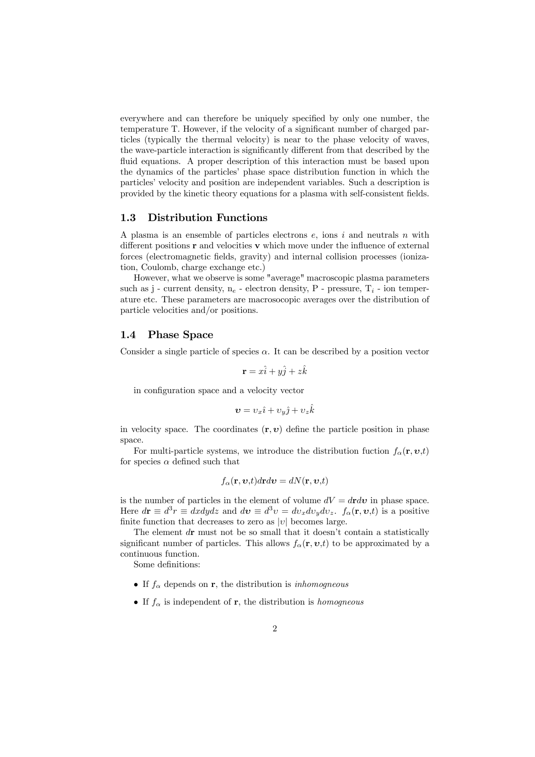everywhere and can therefore be uniquely specified by only one number, the temperature T. However, if the velocity of a significant number of charged particles (typically the thermal velocity) is near to the phase velocity of waves, the wave-particle interaction is significantly different from that described by the fluid equations. A proper description of this interaction must be based upon the dynamics of the particles' phase space distribution function in which the particles' velocity and position are independent variables. Such a description is provided by the kinetic theory equations for a plasma with self-consistent fields.

## 1.3 Distribution Functions

A plasma is an ensemble of particles electrons $e$, ions $i$ and neutrals $n$ with different positions $\mathbf{r}$ and velocities $\mathbf{v}$ which move under the influence of external forces (electromagnetic fields, gravity) and internal collision processes (ionization, Coulomb, charge exchange etc.)

However, what we observe is some "average" macroscopic plasma parameters such as j - current density, $n_e$ - electron density, P - pressure, $T_i$ - ion temperature etc. These parameters are macrosocopic averages over the distribution of particle velocities and/or positions.

## 1.4 Phase Space

Consider a single particle of species $\alpha$. It can be described by a position vector

$$\mathbf{r} = x\hat{\imath} + y\hat{\jmath} + z\hat{k}$$

in configuration space and a velocity vector

$$\boldsymbol{\upsilon} = \upsilon_x\hat{\imath} + \upsilon_y\hat{\jmath} + \upsilon_z\hat{k}$$

in velocity space. The coordinates $(\mathbf{r}, \boldsymbol{\upsilon})$ define the particle position in phase space.

For multi-particle systems, we introduce the distribution fuction $f_\alpha(\mathbf{r}, \boldsymbol{\upsilon}, t)$ for species $\alpha$ defined such that

$$f_\alpha(\mathbf{r}, \boldsymbol{\upsilon}, t) d\mathbf{r} d\boldsymbol{\upsilon} = dN(\mathbf{r}, \boldsymbol{\upsilon}, t)$$

is the number of particles in the element of volume $dV = d\mathbf{r}d\boldsymbol{\upsilon}$ in phase space. Here $d\mathbf{r} \equiv d^3r \equiv dxdydz$ and $d\boldsymbol{\upsilon} \equiv d^3\upsilon = d\upsilon_x d\upsilon_y d\upsilon_z$. $f_\alpha(\mathbf{r}, \boldsymbol{\upsilon}, t)$ is a positive finite function that decreases to zero as $|\upsilon|$ becomes large.

The element $d\mathbf{r}$ must not be so small that it doesn't contain a statistically significant number of particles. This allows $f_\alpha(\mathbf{r}, \boldsymbol{\upsilon}, t)$ to be approximated by a continuous function.

Some definitions:

- If $f_\alpha$ depends on $\mathbf{r}$, the distribution is *inhomogneous*
- If $f_\alpha$ is independent of $\mathbf{r}$, the distribution is *homogneous*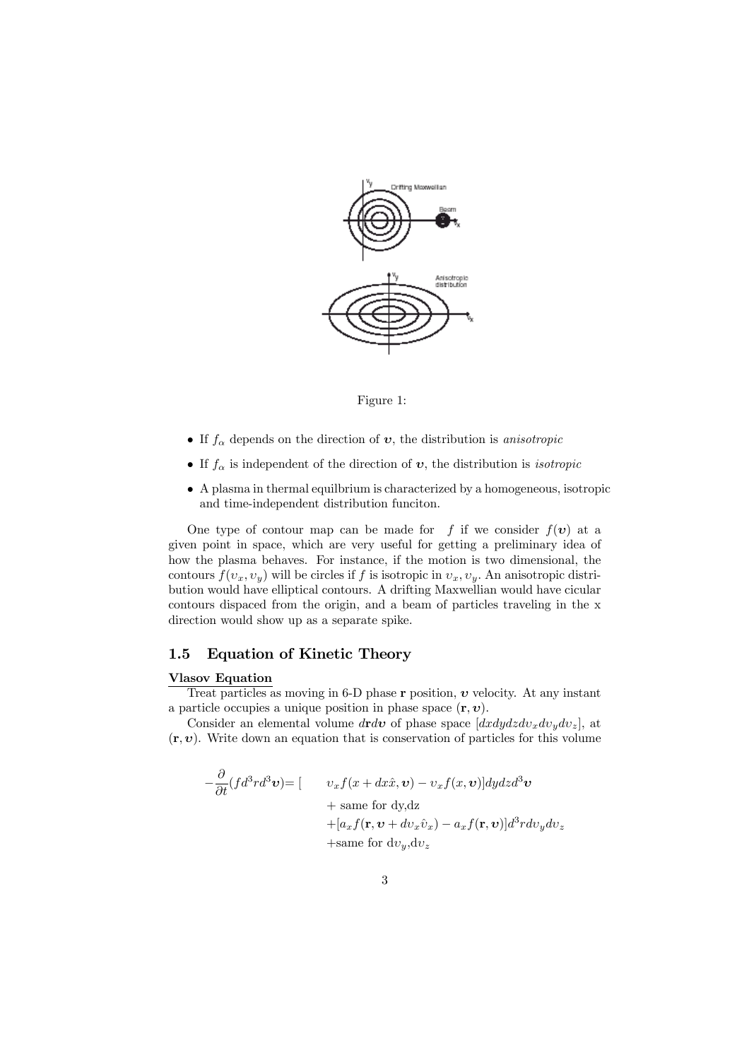Figure 1:

- If $f_\alpha$ depends on the direction of $\boldsymbol{v}$, the distribution is *anisotropic*
- If $f_\alpha$ is independent of the direction of $\boldsymbol{v}$, the distribution is *isotropic*
- A plasma in thermal equilbrium is characterized by a homogeneous, isotropic and time-independent distribution funciton.

One type of contour map can be made for $f$ if we consider $f(\boldsymbol{v})$ at a given point in space, which are very useful for getting a preliminary idea of how the plasma behaves. For instance, if the motion is two dimensional, the contours $f(v_x, v_y)$ will be circles if $f$ is isotropic in $v_x, v_y$. An anisotropic distribution would have elliptical contours. A drifting Maxwellian would have cicular contours dispaced from the origin, and a beam of particles traveling in the x direction would show up as a separate spike.

## 1.5 Equation of Kinetic Theory

**Vlasov Equation**

Treat particles as moving in 6-D phase $\mathbf{r}$ position, $\boldsymbol{v}$ velocity. At any instant a particle occupies a unique position in phase space $(\mathbf{r}, \boldsymbol{v})$.

Consider an elemental volume $d\mathbf{r}d\boldsymbol{v}$ of phase space $[dxdydzdv_xdv_ydv_z]$, at $(\mathbf{r}, \boldsymbol{v})$. Write down an equation that is conservation of particles for this volume

$$
\begin{aligned}
-\frac{\partial}{\partial t}(fd^3rd^3\boldsymbol{v}) = [\quad & v_x f(x + dx\hat{x}, \boldsymbol{v}) - v_x f(x, \boldsymbol{v})]dydzd^3\boldsymbol{v} \\
& + \text{same for dy,dz} \\
& + [a_x f(\mathbf{r}, \boldsymbol{v} + dv_x\hat{v}_x) - a_x f(\mathbf{r}, \boldsymbol{v})]d^3r dv_y dv_z \\
& + \text{same for } dv_y, dv_z
\end{aligned}
$$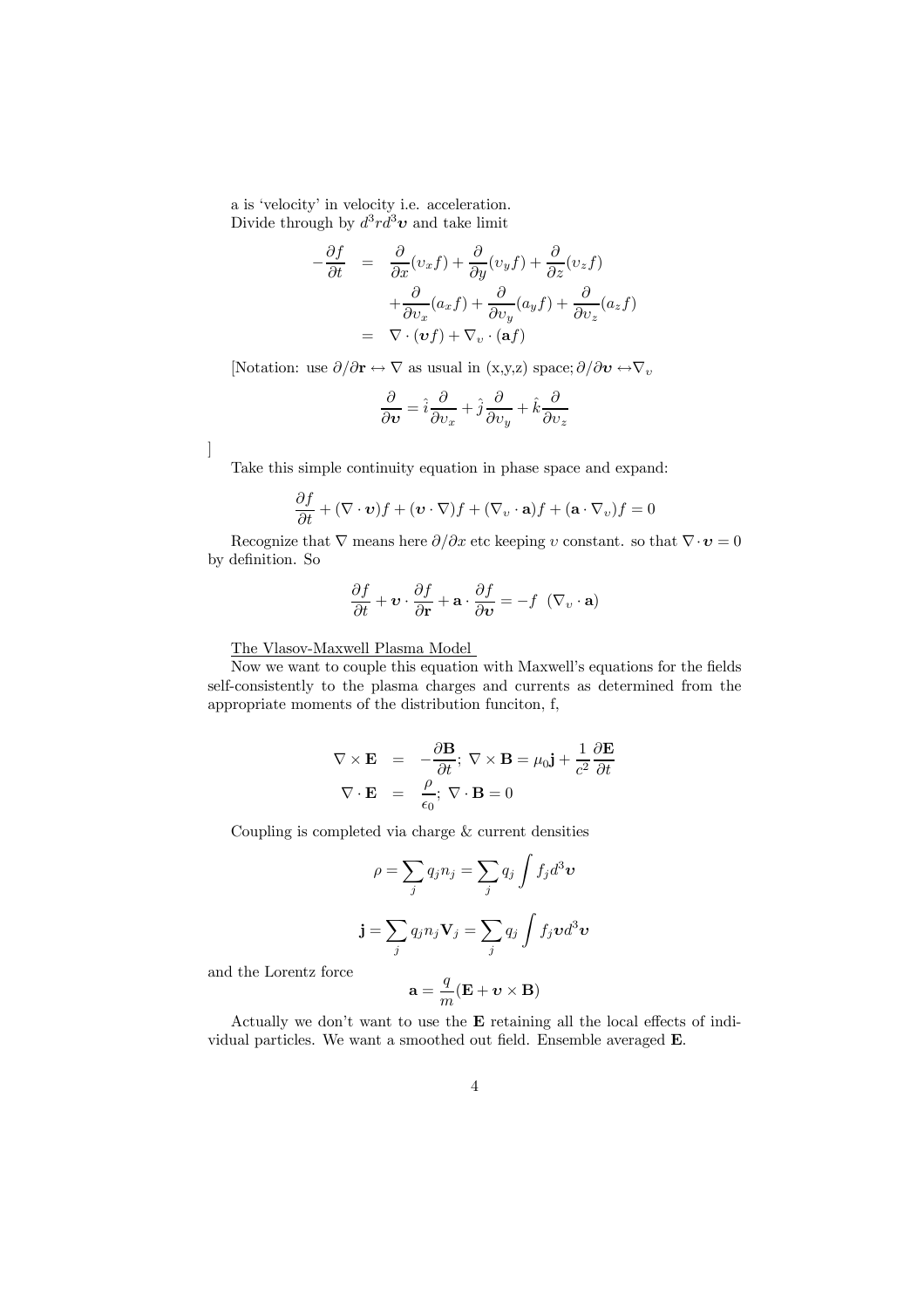a is 'velocity' in velocity i.e. acceleration.
Divide through by $d^3 r d^3 \boldsymbol{v}$ and take limit

$$
\begin{aligned}
-\frac{\partial f}{\partial t} &= \frac{\partial}{\partial x}(v_x f) + \frac{\partial}{\partial y}(v_y f) + \frac{\partial}{\partial z}(v_z f) \\
&\quad + \frac{\partial}{\partial v_x}(a_x f) + \frac{\partial}{\partial v_y}(a_y f) + \frac{\partial}{\partial v_z}(a_z f) \\
&= \nabla \cdot (\boldsymbol{v} f) + \nabla_v \cdot (\mathbf{a} f)
\end{aligned}
$$

[Notation: use $\partial/\partial \mathbf{r} \leftrightarrow \nabla$ as usual in (x,y,z) space; $\partial/\partial \boldsymbol{v} \leftrightarrow \nabla_v$

$$
\frac{\partial}{\partial \boldsymbol{v}} = \hat{i}\frac{\partial}{\partial v_x} + \hat{j}\frac{\partial}{\partial v_y} + \hat{k}\frac{\partial}{\partial v_z}
$$

]

Take this simple continuity equation in phase space and expand:

$$
\frac{\partial f}{\partial t} + (\nabla \cdot \boldsymbol{v}) f + (\boldsymbol{v} \cdot \nabla) f + (\nabla_v \cdot \mathbf{a}) f + (\mathbf{a} \cdot \nabla_v) f = 0
$$

Recognize that $\nabla$ means here $\partial/\partial x$ etc keeping $v$ constant. so that $\nabla \cdot \boldsymbol{v} = 0$ by definition. So

$$
\frac{\partial f}{\partial t} + \boldsymbol{v} \cdot \frac{\partial f}{\partial \mathbf{r}} + \mathbf{a} \cdot \frac{\partial f}{\partial \boldsymbol{v}} = -f \ \ (\nabla_v \cdot \mathbf{a})
$$

The Vlasov-Maxwell Plasma Model

Now we want to couple this equation with Maxwell's equations for the fields self-consistently to the plasma charges and currents as determined from the appropriate moments of the distribution funciton, f,

$$
\begin{aligned}
\nabla \times \mathbf{E} &= -\frac{\partial \mathbf{B}}{\partial t}; \ \nabla \times \mathbf{B} = \mu_0 \mathbf{j} + \frac{1}{c^2}\frac{\partial \mathbf{E}}{\partial t} \\
\nabla \cdot \mathbf{E} &= \frac{\rho}{\epsilon_0}; \ \nabla \cdot \mathbf{B} = 0
\end{aligned}
$$

Coupling is completed via charge & current densities

$$
\rho = \sum_j q_j n_j = \sum_j q_j \int f_j d^3 \boldsymbol{v}
$$

$$
\mathbf{j} = \sum_j q_j n_j \mathbf{V}_j = \sum_j q_j \int f_j \boldsymbol{v} d^3 \boldsymbol{v}
$$

and the Lorentz force

$$
\mathbf{a} = \frac{q}{m}(\mathbf{E} + \boldsymbol{v} \times \mathbf{B})
$$

Actually we don't want to use the $\mathbf{E}$ retaining all the local effects of individual particles. We want a smoothed out field. Ensemble averaged $\mathbf{E}$.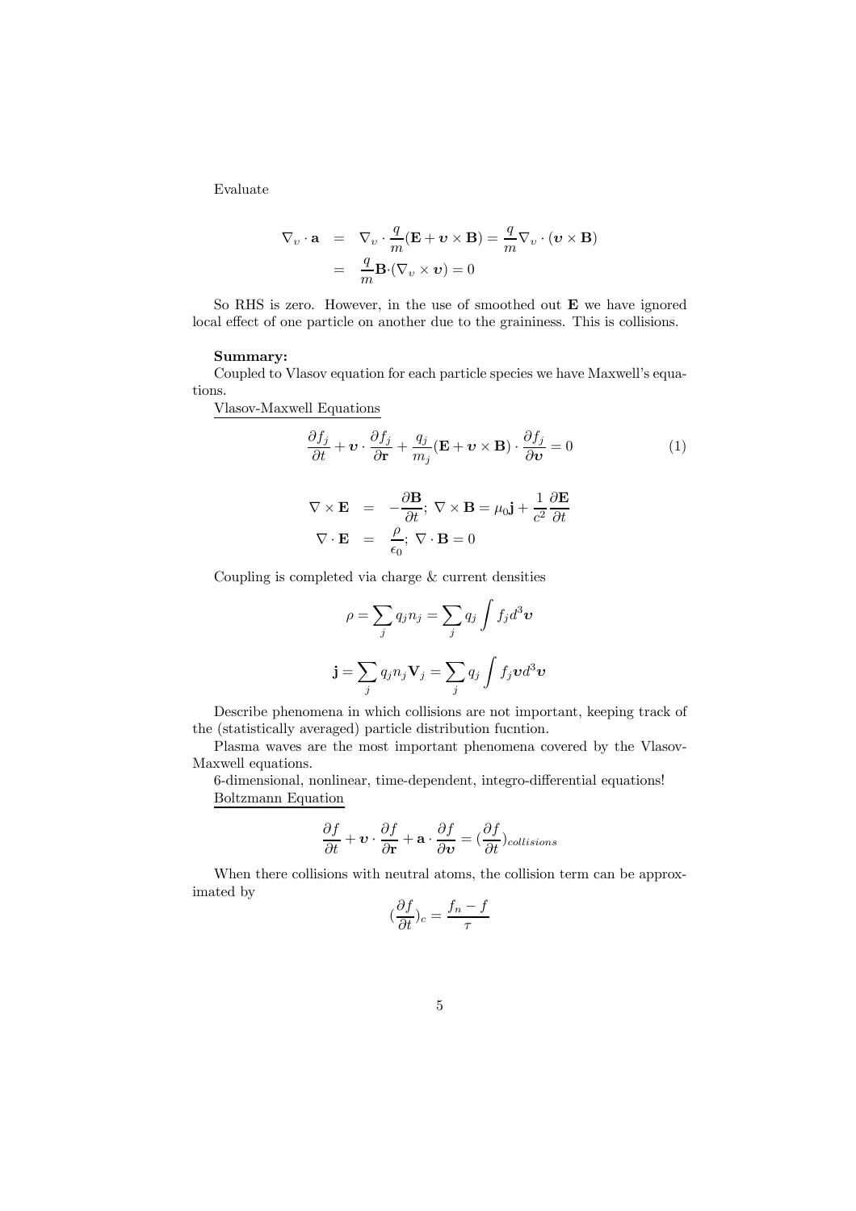Evaluate

$$
\begin{aligned}
\nabla_v \cdot \mathbf{a} &= \nabla_v \cdot \frac{q}{m}(\mathbf{E} + \boldsymbol{v} \times \mathbf{B}) = \frac{q}{m}\nabla_v \cdot (\boldsymbol{v} \times \mathbf{B}) \\
&= \frac{q}{m}\mathbf{B} \cdot (\nabla_v \times \boldsymbol{v}) = 0
\end{aligned}
$$

So RHS is zero. However, in the use of smoothed out $\mathbf{E}$ we have ignored local effect of one particle on another due to the graininess. This is collisions.

**Summary:**

Coupled to Vlasov equation for each particle species we have Maxwell's equations.

Vlasov-Maxwell Equations

$$
\frac{\partial f_j}{\partial t} + \boldsymbol{v} \cdot \frac{\partial f_j}{\partial \mathbf{r}} + \frac{q_j}{m_j}(\mathbf{E} + \boldsymbol{v} \times \mathbf{B}) \cdot \frac{\partial f_j}{\partial \boldsymbol{v}} = 0 \tag{1}
$$

$$
\begin{aligned}
\nabla \times \mathbf{E} &= -\frac{\partial \mathbf{B}}{\partial t};\ \nabla \times \mathbf{B} = \mu_0 \mathbf{j} + \frac{1}{c^2}\frac{\partial \mathbf{E}}{\partial t} \\
\nabla \cdot \mathbf{E} &= \frac{\rho}{\epsilon_0};\ \nabla \cdot \mathbf{B} = 0
\end{aligned}
$$

Coupling is completed via charge & current densities

$$
\rho = \sum_j q_j n_j = \sum_j q_j \int f_j d^3\boldsymbol{v}
$$

$$
\mathbf{j} = \sum_j q_j n_j \mathbf{V}_j = \sum_j q_j \int f_j \boldsymbol{v} d^3\boldsymbol{v}
$$

Describe phenomena in which collisions are not important, keeping track of the (statistically averaged) particle distribution fucntion.

Plasma waves are the most important phenomena covered by the Vlasov-Maxwell equations.

6-dimensional, nonlinear, time-dependent, integro-differential equations!

Boltzmann Equation

$$
\frac{\partial f}{\partial t} + \boldsymbol{v} \cdot \frac{\partial f}{\partial \mathbf{r}} + \mathbf{a} \cdot \frac{\partial f}{\partial \boldsymbol{v}} = \left(\frac{\partial f}{\partial t}\right)_{collisions}
$$

When there collisions with neutral atoms, the collision term can be approximated by

$$
\left(\frac{\partial f}{\partial t}\right)_c = \frac{f_n - f}{\tau}
$$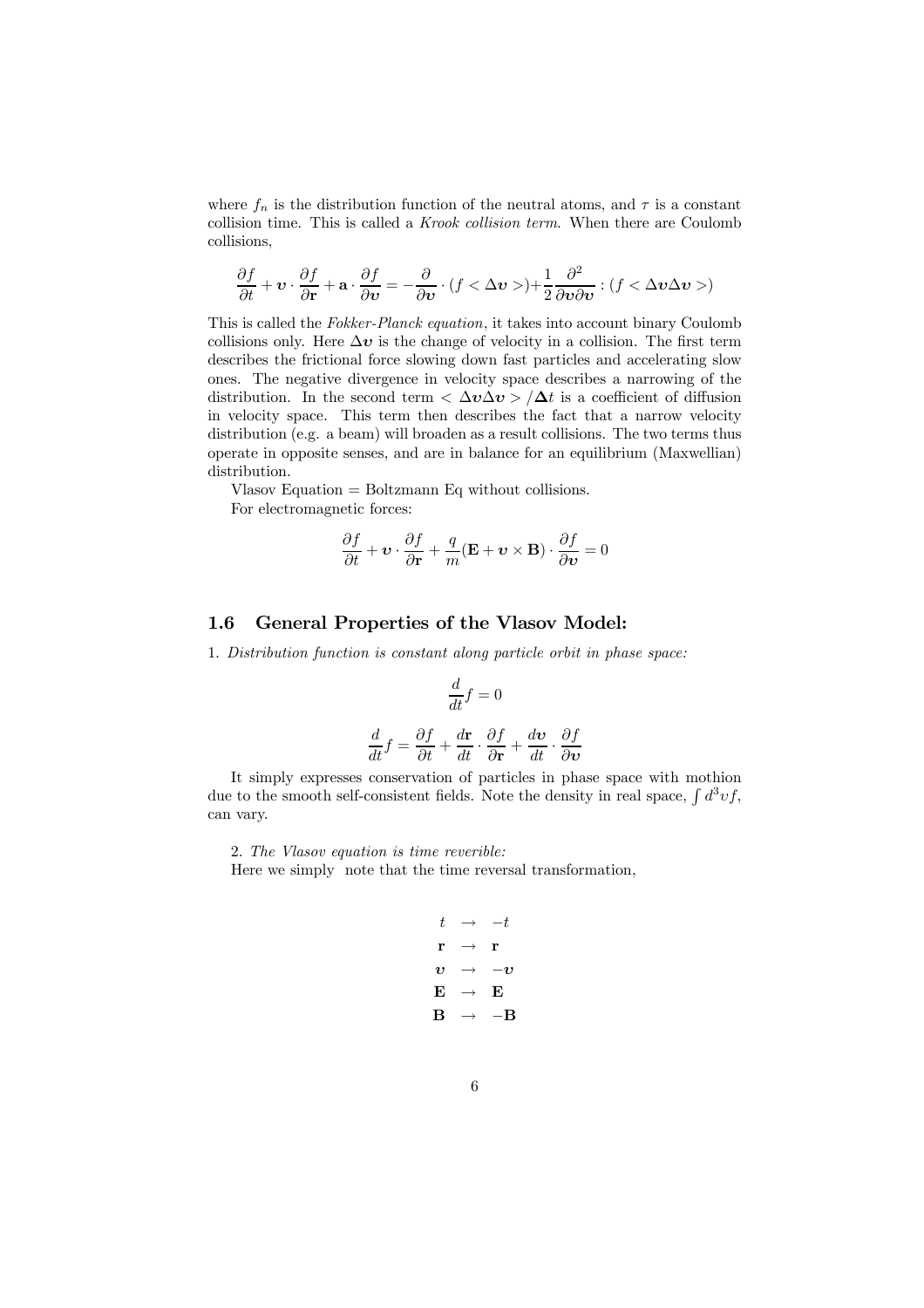where $f_n$ is the distribution function of the neutral atoms, and $\tau$ is a constant collision time. This is called a *Krook collision term*. When there are Coulomb collisions,

$$\frac{\partial f}{\partial t} + \boldsymbol{v} \cdot \frac{\partial f}{\partial \mathbf{r}} + \mathbf{a} \cdot \frac{\partial f}{\partial \boldsymbol{v}} = -\frac{\partial}{\partial \boldsymbol{v}} \cdot (f < \Delta \boldsymbol{v} >) + \frac{1}{2} \frac{\partial^2}{\partial \boldsymbol{v} \partial \boldsymbol{v}} : (f < \Delta \boldsymbol{v} \Delta \boldsymbol{v} >)$$

This is called the *Fokker-Planck equation*, it takes into account binary Coulomb collisions only. Here $\Delta \boldsymbol{v}$ is the change of velocity in a collision. The first term describes the frictional force slowing down fast particles and accelerating slow ones. The negative divergence in velocity space describes a narrowing of the distribution. In the second term $< \Delta \boldsymbol{v} \Delta \boldsymbol{v} > / \boldsymbol{\Delta} t$ is a coefficient of diffusion in velocity space. This term then describes the fact that a narrow velocity distribution (e.g. a beam) will broaden as a result collisions. The two terms thus operate in opposite senses, and are in balance for an equilibrium (Maxwellian) distribution.

Vlasov Equation = Boltzmann Eq without collisions.

For electromagnetic forces:

$$\frac{\partial f}{\partial t} + \boldsymbol{v} \cdot \frac{\partial f}{\partial \mathbf{r}} + \frac{q}{m}(\mathbf{E} + \boldsymbol{v} \times \mathbf{B}) \cdot \frac{\partial f}{\partial \boldsymbol{v}} = 0$$

## 1.6 General Properties of the Vlasov Model:

1. *Distribution function is constant along particle orbit in phase space:*

$$\frac{d}{dt} f = 0$$

$$\frac{d}{dt} f = \frac{\partial f}{\partial t} + \frac{d\mathbf{r}}{dt} \cdot \frac{\partial f}{\partial \mathbf{r}} + \frac{d\boldsymbol{v}}{dt} \cdot \frac{\partial f}{\partial \boldsymbol{v}}$$

It simply expresses conservation of particles in phase space with mothion due to the smooth self-consistent fields. Note the density in real space, $\int d^3 v f$, can vary.

2. *The Vlasov equation is time reverible:*

Here we simply note that the time reversal transformation,

$$\begin{aligned} t &\rightarrow -t \\ \mathbf{r} &\rightarrow \mathbf{r} \\ \boldsymbol{v} &\rightarrow -\boldsymbol{v} \\ \mathbf{E} &\rightarrow \mathbf{E} \\ \mathbf{B} &\rightarrow -\mathbf{B} \end{aligned}$$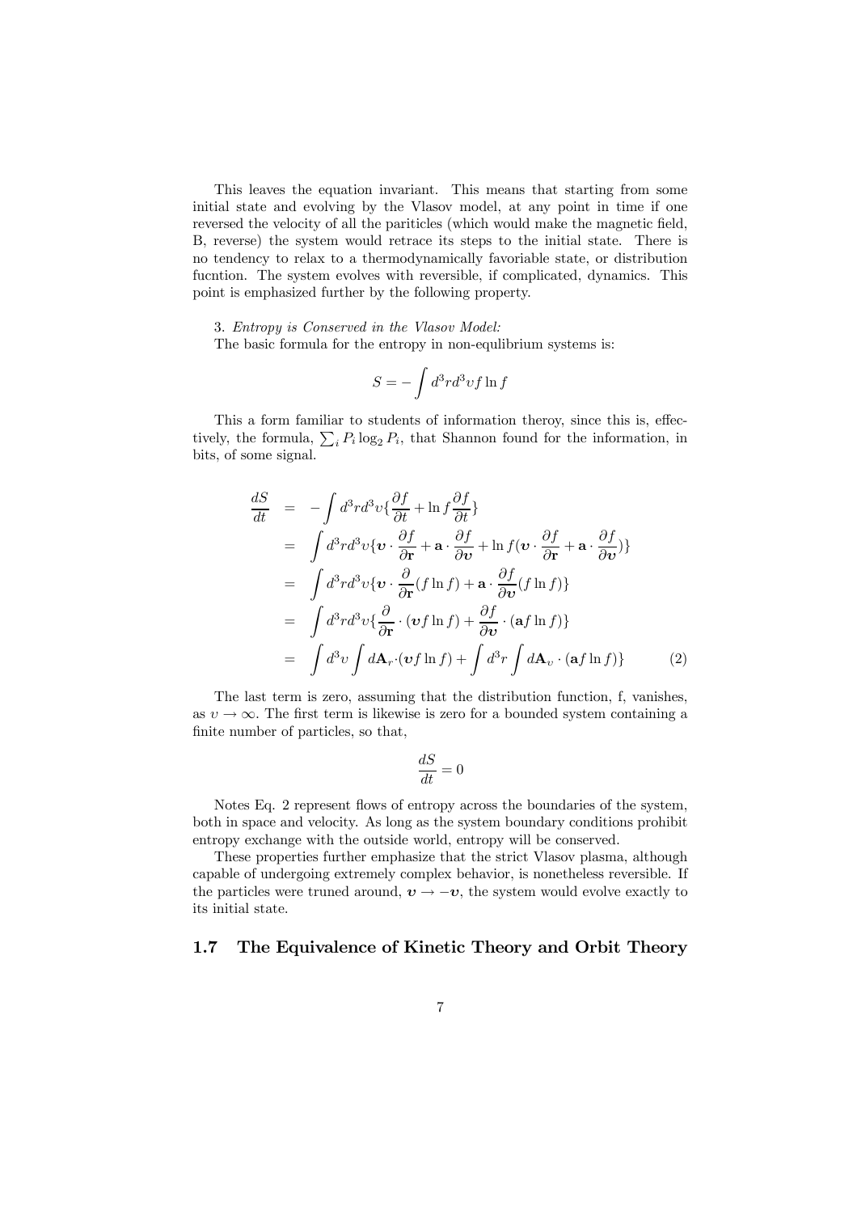This leaves the equation invariant. This means that starting from some initial state and evolving by the Vlasov model, at any point in time if one reversed the velocity of all the pariticles (which would make the magnetic field, B, reverse) the system would retrace its steps to the initial state. There is no tendency to relax to a thermodynamically favoriable state, or distribution fucntion. The system evolves with reversible, if complicated, dynamics. This point is emphasized further by the following property.

3. *Entropy is Conserved in the Vlasov Model:*

The basic formula for the entropy in non-equlibrium systems is:

$$S = -\int d^3r d^3\upsilon f \ln f$$

This a form familiar to students of information theroy, since this is, effectively, the formula, $\sum_i P_i \log_2 P_i$, that Shannon found for the information, in bits, of some signal.

$$\begin{aligned}
\frac{dS}{dt} &= -\int d^3r d^3\upsilon \{ \frac{\partial f}{\partial t} + \ln f \frac{\partial f}{\partial t} \} \\
&= \int d^3r d^3\upsilon \{ \boldsymbol{\upsilon} \cdot \frac{\partial f}{\partial \mathbf{r}} + \mathbf{a} \cdot \frac{\partial f}{\partial \boldsymbol{\upsilon}} + \ln f ( \boldsymbol{\upsilon} \cdot \frac{\partial f}{\partial \mathbf{r}} + \mathbf{a} \cdot \frac{\partial f}{\partial \boldsymbol{\upsilon}} ) \} \\
&= \int d^3r d^3\upsilon \{ \boldsymbol{\upsilon} \cdot \frac{\partial}{\partial \mathbf{r}} (f \ln f) + \mathbf{a} \cdot \frac{\partial f}{\partial \boldsymbol{\upsilon}} (f \ln f) \} \\
&= \int d^3r d^3\upsilon \{ \frac{\partial}{\partial \mathbf{r}} \cdot (\boldsymbol{\upsilon} f \ln f) + \frac{\partial f}{\partial \boldsymbol{\upsilon}} \cdot (\mathbf{a} f \ln f) \} \\
&= \int d^3\upsilon \int d\mathbf{A}_r \cdot (\boldsymbol{\upsilon} f \ln f) + \int d^3r \int d\mathbf{A}_\upsilon \cdot (\mathbf{a} f \ln f) \}
\end{aligned} \tag{2}$$

The last term is zero, assuming that the distribution function, f, vanishes, as $\upsilon \to \infty$. The first term is likewise is zero for a bounded system containing a finite number of particles, so that,

$$\frac{dS}{dt} = 0$$

Notes Eq. 2 represent flows of entropy across the boundaries of the system, both in space and velocity. As long as the system boundary conditions prohibit entropy exchange with the outside world, entropy will be conserved.

These properties further emphasize that the strict Vlasov plasma, although capable of undergoing extremely complex behavior, is nonetheless reversible. If the particles were truned around, $\boldsymbol{\upsilon} \to -\boldsymbol{\upsilon}$, the system would evolve exactly to its initial state.

## 1.7 The Equivalence of Kinetic Theory and Orbit Theory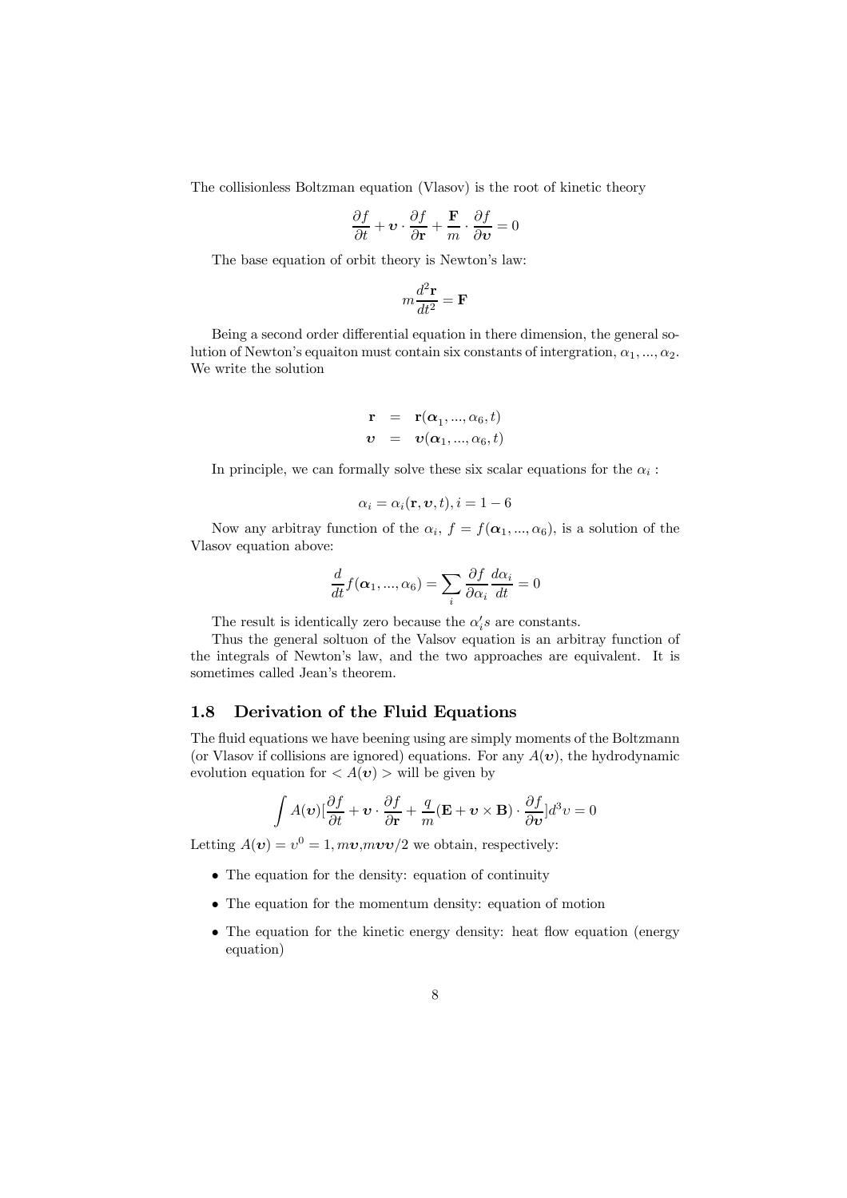The collisionless Boltzman equation (Vlasov) is the root of kinetic theory

$$\frac{\partial f}{\partial t} + \boldsymbol{v} \cdot \frac{\partial f}{\partial \mathbf{r}} + \frac{\mathbf{F}}{m} \cdot \frac{\partial f}{\partial \boldsymbol{v}} = 0$$

The base equation of orbit theory is Newton's law:

$$m\frac{d^2\mathbf{r}}{dt^2} = \mathbf{F}$$

Being a second order differential equation in there dimension, the general solution of Newton's equaiton must contain six constants of intergration, $\alpha_1, ..., \alpha_2$. We write the solution

$$\begin{aligned}
\mathbf{r} &= \mathbf{r}(\boldsymbol{\alpha}_1, ..., \alpha_6, t) \\
\boldsymbol{v} &= \boldsymbol{v}(\boldsymbol{\alpha}_1, ..., \alpha_6, t)
\end{aligned}$$

In principle, we can formally solve these six scalar equations for the $\alpha_i$ :

$$\alpha_i = \alpha_i(\mathbf{r}, \boldsymbol{v}, t), i = 1 - 6$$

Now any arbitray function of the $\alpha_i$, $f = f(\boldsymbol{\alpha}_1, ..., \alpha_6)$, is a solution of the Vlasov equation above:

$$\frac{d}{dt}f(\boldsymbol{\alpha}_1, ..., \alpha_6) = \sum_i \frac{\partial f}{\partial \alpha_i}\frac{d\alpha_i}{dt} = 0$$

The result is identically zero because the $\alpha_i' s$ are constants.

Thus the general soltuon of the Valsov equation is an arbitray function of the integrals of Newton's law, and the two approaches are equivalent. It is sometimes called Jean's theorem.

## 1.8 Derivation of the Fluid Equations

The fluid equations we have beening using are simply moments of the Boltzmann (or Vlasov if collisions are ignored) equations. For any $A(\boldsymbol{v})$, the hydrodynamic evolution equation for $< A(\boldsymbol{v}) >$ will be given by

$$\int A(\boldsymbol{v})[\frac{\partial f}{\partial t} + \boldsymbol{v} \cdot \frac{\partial f}{\partial \mathbf{r}} + \frac{q}{m}(\mathbf{E} + \boldsymbol{v} \times \mathbf{B}) \cdot \frac{\partial f}{\partial \boldsymbol{v}}]d^3v = 0$$

Letting $A(\boldsymbol{v}) = v^0 = 1, m\boldsymbol{v}, m\boldsymbol{v}\boldsymbol{v}/2$ we obtain, respectively:

- The equation for the density: equation of continuity
- The equation for the momentum density: equation of motion
- The equation for the kinetic energy density: heat flow equation (energy equation)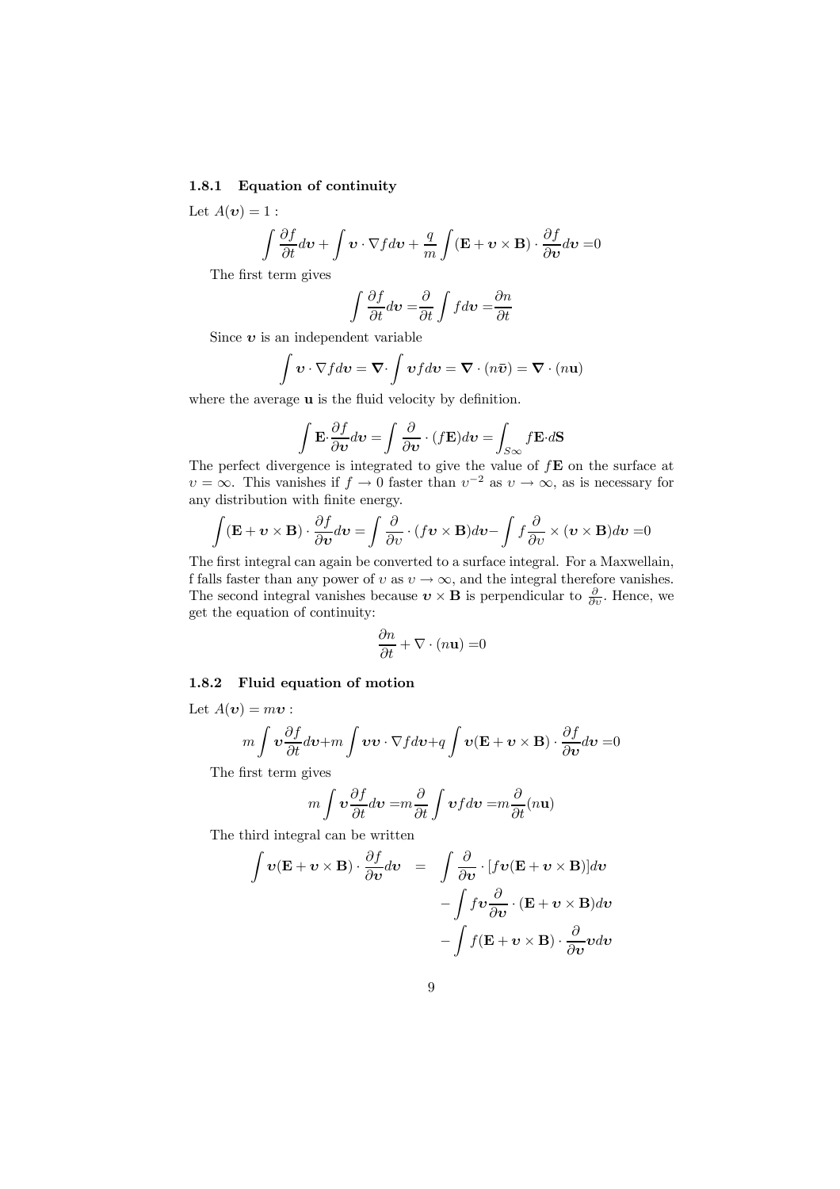### 1.8.1 Equation of continuity

Let $A(\boldsymbol{v}) = 1$ :

$$\int \frac{\partial f}{\partial t} d\boldsymbol{v} + \int \boldsymbol{v} \cdot \nabla f d\boldsymbol{v} + \frac{q}{m} \int (\mathbf{E} + \boldsymbol{v} \times \mathbf{B}) \cdot \frac{\partial f}{\partial \boldsymbol{v}} d\boldsymbol{v} = 0$$

The first term gives

$$\int \frac{\partial f}{\partial t} d\boldsymbol{v} = \frac{\partial}{\partial t} \int f d\boldsymbol{v} = \frac{\partial n}{\partial t}$$

Since $\boldsymbol{v}$ is an independent variable

$$\int \boldsymbol{v} \cdot \nabla f d\boldsymbol{v} = \boldsymbol{\nabla} \cdot \int \boldsymbol{v} f d\boldsymbol{v} = \boldsymbol{\nabla} \cdot (n\bar{\boldsymbol{v}}) = \boldsymbol{\nabla} \cdot (n\mathbf{u})$$

where the average $\mathbf{u}$ is the fluid velocity by definition.

$$\int \mathbf{E} \cdot \frac{\partial f}{\partial \boldsymbol{v}} d\boldsymbol{v} = \int \frac{\partial}{\partial \boldsymbol{v}} \cdot (f\mathbf{E}) d\boldsymbol{v} = \int_{S\infty} f\mathbf{E} \cdot d\mathbf{S}$$

The perfect divergence is integrated to give the value of $f\mathbf{E}$ on the surface at $v = \infty$. This vanishes if $f \to 0$ faster than $v^{-2}$ as $v \to \infty$, as is necessary for any distribution with finite energy.

$$\int (\mathbf{E} + \boldsymbol{v} \times \mathbf{B}) \cdot \frac{\partial f}{\partial \boldsymbol{v}} d\boldsymbol{v} = \int \frac{\partial}{\partial v} \cdot (f\boldsymbol{v} \times \mathbf{B}) d\boldsymbol{v} - \int f \frac{\partial}{\partial v} \times (\boldsymbol{v} \times \mathbf{B}) d\boldsymbol{v} = 0$$

The first integral can again be converted to a surface integral. For a Maxwellain, f falls faster than any power of $v$ as $v \to \infty$, and the integral therefore vanishes. The second integral vanishes because $\boldsymbol{v} \times \mathbf{B}$ is perpendicular to $\frac{\partial}{\partial v}$. Hence, we get the equation of continuity:

$$\frac{\partial n}{\partial t} + \nabla \cdot (n\mathbf{u}) = 0$$

### 1.8.2 Fluid equation of motion

Let $A(\boldsymbol{v}) = m\boldsymbol{v}$ :

$$m \int \boldsymbol{v} \frac{\partial f}{\partial t} d\boldsymbol{v} + m \int \boldsymbol{v}\boldsymbol{v} \cdot \nabla f d\boldsymbol{v} + q \int \boldsymbol{v}(\mathbf{E} + \boldsymbol{v} \times \mathbf{B}) \cdot \frac{\partial f}{\partial \boldsymbol{v}} d\boldsymbol{v} = 0$$

The first term gives

$$m \int \boldsymbol{v} \frac{\partial f}{\partial t} d\boldsymbol{v} = m \frac{\partial}{\partial t} \int \boldsymbol{v} f d\boldsymbol{v} = m \frac{\partial}{\partial t}(n\mathbf{u})$$

The third integral can be written

$$\begin{aligned}
\int \boldsymbol{v}(\mathbf{E} + \boldsymbol{v} \times \mathbf{B}) \cdot \frac{\partial f}{\partial \boldsymbol{v}} d\boldsymbol{v} &= \int \frac{\partial}{\partial \boldsymbol{v}} \cdot [f\boldsymbol{v}(\mathbf{E} + \boldsymbol{v} \times \mathbf{B})] d\boldsymbol{v} \\
&\quad - \int f\boldsymbol{v} \frac{\partial}{\partial \boldsymbol{v}} \cdot (\mathbf{E} + \boldsymbol{v} \times \mathbf{B}) d\boldsymbol{v} \\
&\quad - \int f(\mathbf{E} + \boldsymbol{v} \times \mathbf{B}) \cdot \frac{\partial}{\partial \boldsymbol{v}} \boldsymbol{v} d\boldsymbol{v}
\end{aligned}$$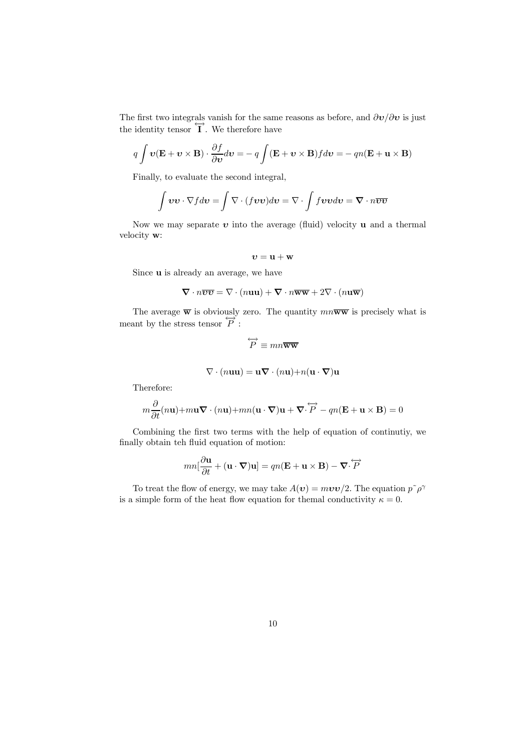The first two integrals vanish for the same reasons as before, and $\partial \boldsymbol{v}/\partial \boldsymbol{v}$ is just the identity tensor $\overleftrightarrow{\mathbf{I}}$. We therefore have

$$q\int \boldsymbol{v}(\mathbf{E}+\boldsymbol{v}\times\mathbf{B})\cdot\frac{\partial f}{\partial \boldsymbol{v}}d\boldsymbol{v} = -\,q\int(\mathbf{E}+\boldsymbol{v}\times\mathbf{B})fd\boldsymbol{v} = -\,qn(\mathbf{E}+\mathbf{u}\times\mathbf{B})$$

Finally, to evaluate the second integral,

$$\int \boldsymbol{v}\boldsymbol{v}\cdot\nabla f d\boldsymbol{v} = \int \nabla\cdot(f\boldsymbol{v}\boldsymbol{v})d\boldsymbol{v} = \nabla\cdot\int f\boldsymbol{v}\boldsymbol{v}d\boldsymbol{v} = \boldsymbol{\nabla}\cdot n\overline{\boldsymbol{v}\boldsymbol{v}}$$

Now we may separate $\boldsymbol{v}$ into the average (fluid) velocity $\mathbf{u}$ and a thermal velocity $\mathbf{w}$:

$$\boldsymbol{v} = \mathbf{u}+\mathbf{w}$$

Since $\mathbf{u}$ is already an average, we have

$$\boldsymbol{\nabla}\cdot n\overline{\boldsymbol{v}\boldsymbol{v}} = \nabla\cdot(n\mathbf{u}\mathbf{u}) + \boldsymbol{\nabla}\cdot n\overline{\mathbf{w}\mathbf{w}} + 2\nabla\cdot(n\mathbf{u}\overline{\mathbf{w}})$$

The average $\overline{\mathbf{w}}$ is obviously zero. The quantity $mn\overline{\mathbf{w}\mathbf{w}}$ is precisely what is meant by the stress tensor $\overleftrightarrow{P}$:

$$\overleftrightarrow{P} \equiv mn\overline{\mathbf{w}\mathbf{w}}$$

$$\nabla\cdot(n\mathbf{u}\mathbf{u}) = \mathbf{u}\boldsymbol{\nabla}\cdot(n\mathbf{u})+n(\mathbf{u}\cdot\boldsymbol{\nabla})\mathbf{u}$$

Therefore:

$$m\frac{\partial}{\partial t}(n\mathbf{u})+m\mathbf{u}\boldsymbol{\nabla}\cdot(n\mathbf{u})+mn(\mathbf{u}\cdot\boldsymbol{\nabla})\mathbf{u}+\boldsymbol{\nabla}\cdot\overleftrightarrow{P}-qn(\mathbf{E}+\mathbf{u}\times\mathbf{B}) = 0$$

Combining the first two terms with the help of equation of continutiy, we finally obtain teh fluid equation of motion:

$$mn[\frac{\partial \mathbf{u}}{\partial t}+(\mathbf{u}\cdot\boldsymbol{\nabla})\mathbf{u}] = qn(\mathbf{E}+\mathbf{u}\times\mathbf{B})-\boldsymbol{\nabla}\cdot\overleftrightarrow{P}$$

To treat the flow of energy, we may take $A(\boldsymbol{v}) = m\boldsymbol{v}\boldsymbol{v}/2$. The equation $p\tilde{\ }\rho^{\gamma}$ is a simple form of the heat flow equation for themal conductivity $\kappa = 0$.